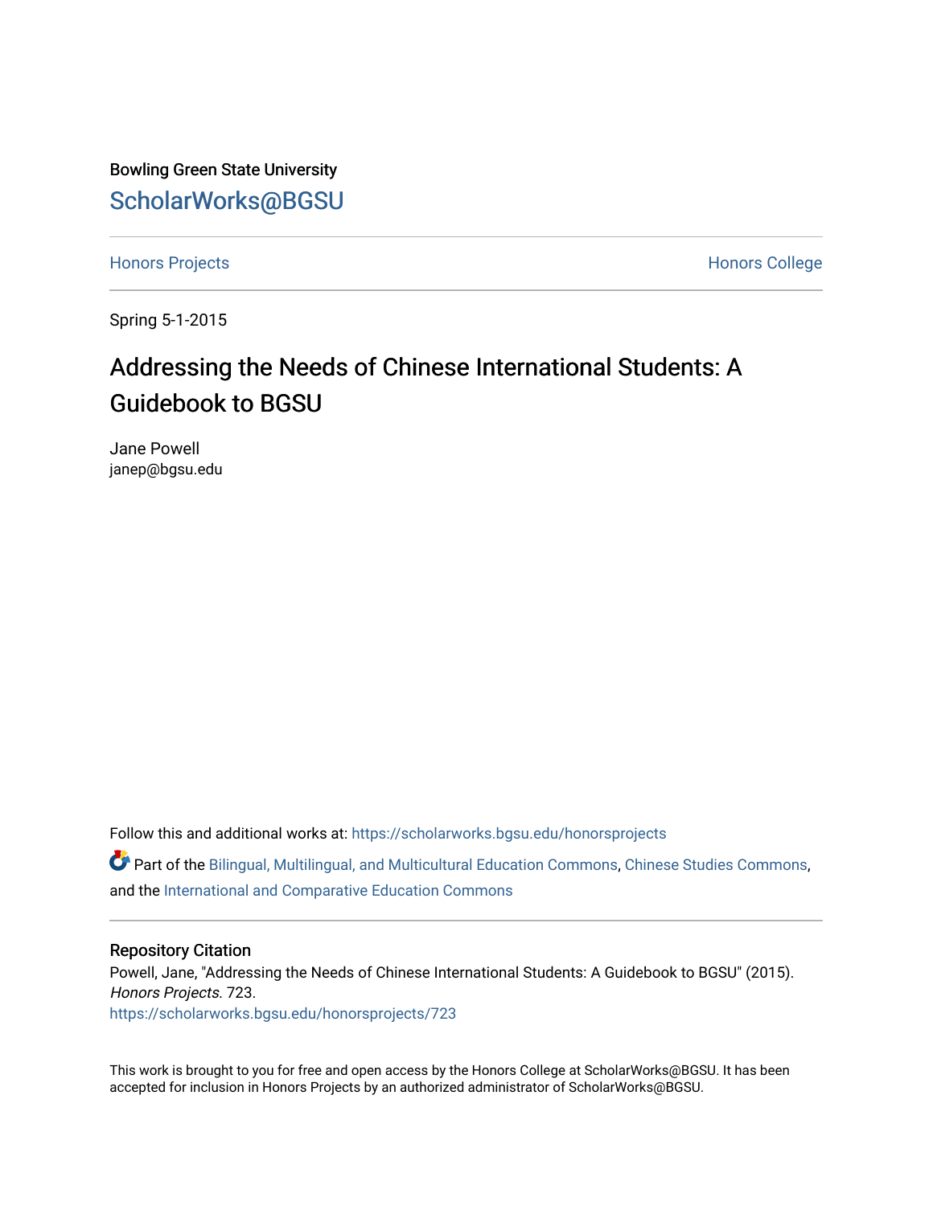Bowling Green State University

# ScholarWorks@BGSU

Honors Projects | Honors College

Spring 5-1-2015

## Addressing the Needs of Chinese International Students: A Guidebook to BGSU

Jane Powell
janep@bgsu.edu

Follow this and additional works at: https://scholarworks.bgsu.edu/honorsprojects

Part of the Bilingual, Multilingual, and Multicultural Education Commons, Chinese Studies Commons, and the International and Comparative Education Commons

### Repository Citation

Powell, Jane, "Addressing the Needs of Chinese International Students: A Guidebook to BGSU" (2015). *Honors Projects*. 723.
https://scholarworks.bgsu.edu/honorsprojects/723

This work is brought to you for free and open access by the Honors College at ScholarWorks@BGSU. It has been accepted for inclusion in Honors Projects by an authorized administrator of ScholarWorks@BGSU.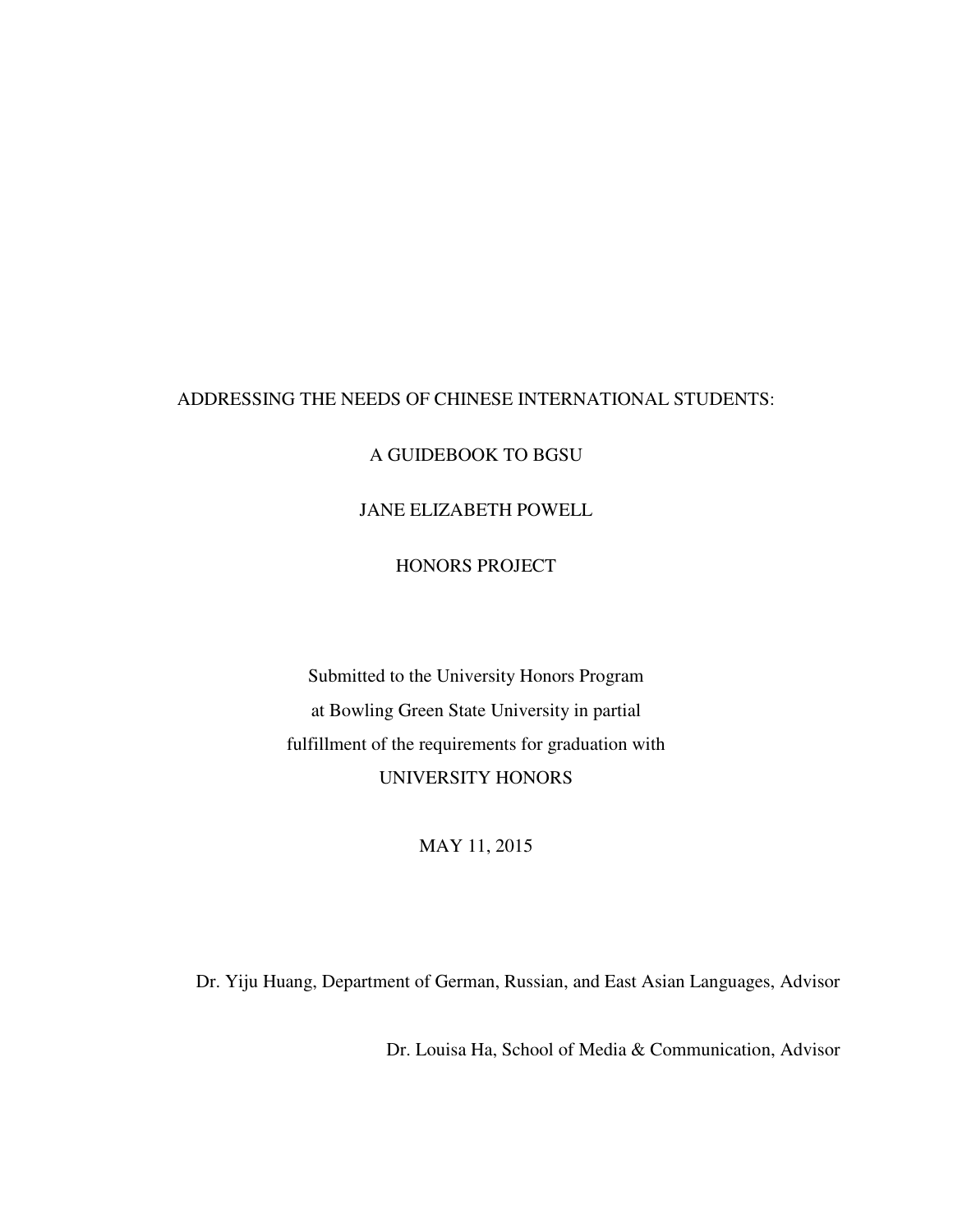ADDRESSING THE NEEDS OF CHINESE INTERNATIONAL STUDENTS:

A GUIDEBOOK TO BGSU

JANE ELIZABETH POWELL

HONORS PROJECT

Submitted to the University Honors Program
at Bowling Green State University in partial
fulfillment of the requirements for graduation with
UNIVERSITY HONORS

MAY 11, 2015

Dr. Yiju Huang, Department of German, Russian, and East Asian Languages, Advisor

Dr. Louisa Ha, School of Media & Communication, Advisor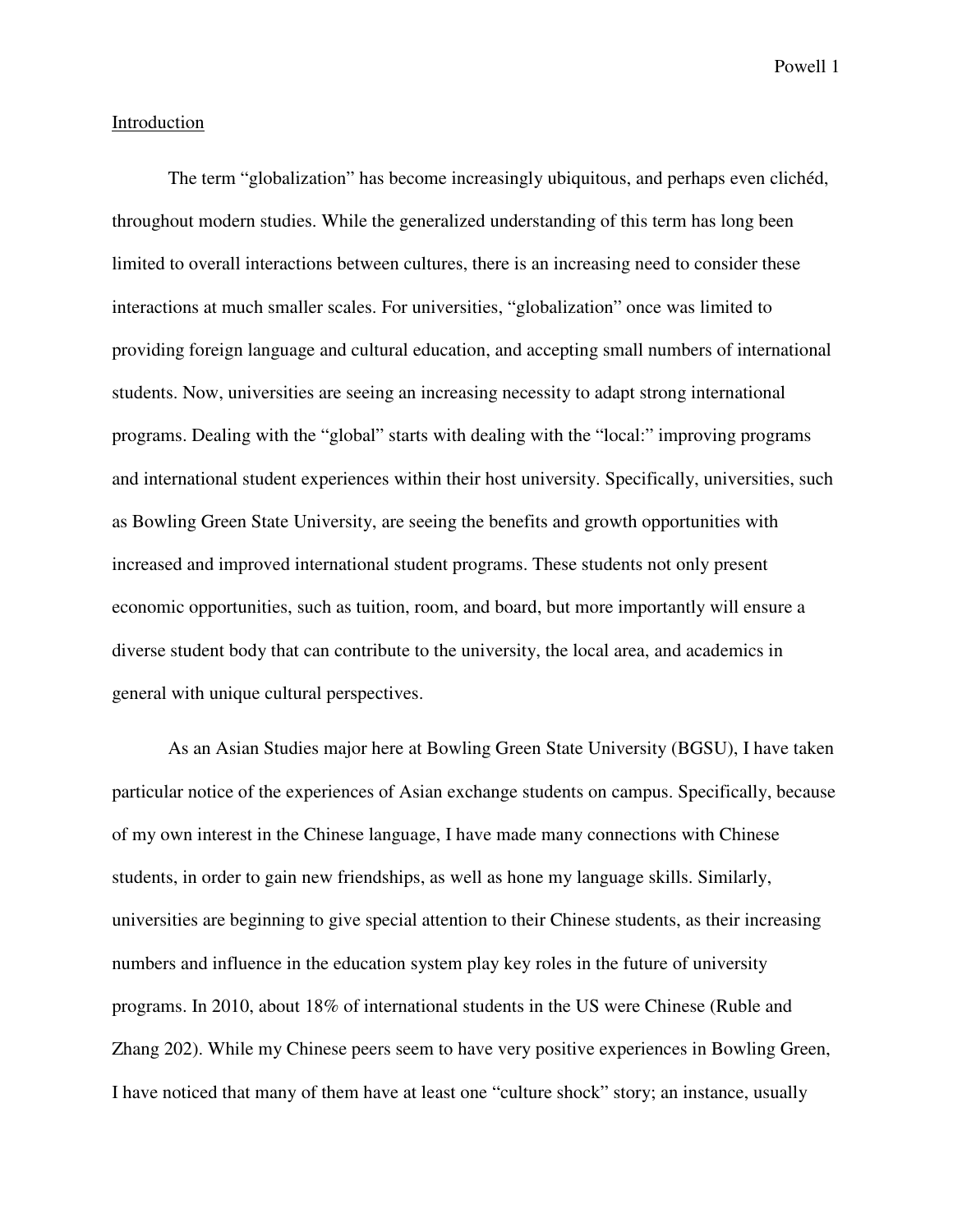## Introduction

The term "globalization" has become increasingly ubiquitous, and perhaps even clichéd, throughout modern studies. While the generalized understanding of this term has long been limited to overall interactions between cultures, there is an increasing need to consider these interactions at much smaller scales. For universities, "globalization" once was limited to providing foreign language and cultural education, and accepting small numbers of international students. Now, universities are seeing an increasing necessity to adapt strong international programs. Dealing with the "global" starts with dealing with the "local:" improving programs and international student experiences within their host university. Specifically, universities, such as Bowling Green State University, are seeing the benefits and growth opportunities with increased and improved international student programs. These students not only present economic opportunities, such as tuition, room, and board, but more importantly will ensure a diverse student body that can contribute to the university, the local area, and academics in general with unique cultural perspectives.

As an Asian Studies major here at Bowling Green State University (BGSU), I have taken particular notice of the experiences of Asian exchange students on campus. Specifically, because of my own interest in the Chinese language, I have made many connections with Chinese students, in order to gain new friendships, as well as hone my language skills. Similarly, universities are beginning to give special attention to their Chinese students, as their increasing numbers and influence in the education system play key roles in the future of university programs. In 2010, about 18% of international students in the US were Chinese (Ruble and Zhang 202). While my Chinese peers seem to have very positive experiences in Bowling Green, I have noticed that many of them have at least one "culture shock" story; an instance, usually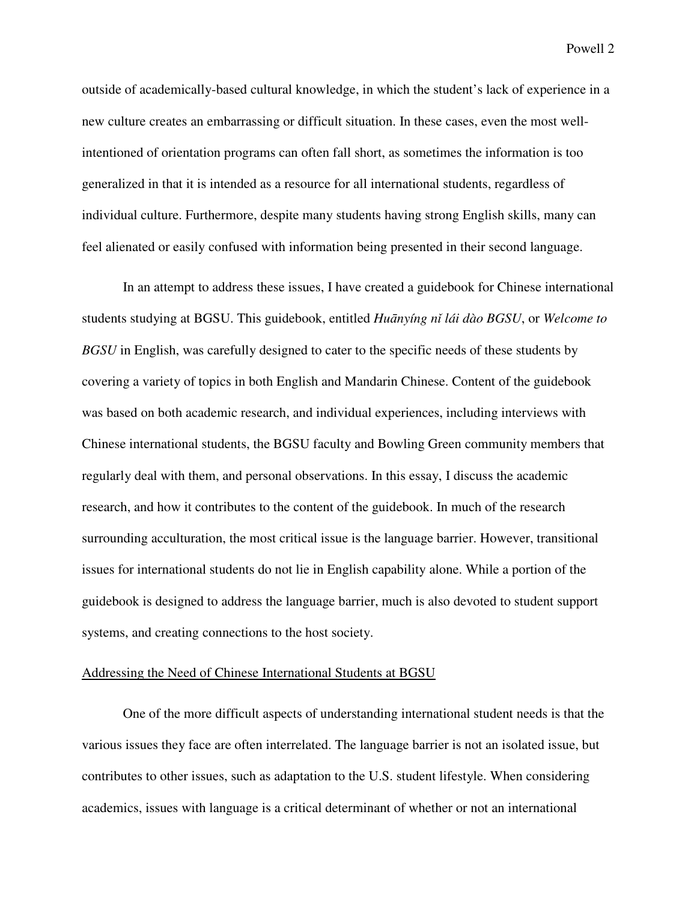outside of academically-based cultural knowledge, in which the student's lack of experience in a new culture creates an embarrassing or difficult situation. In these cases, even the most well-intentioned of orientation programs can often fall short, as sometimes the information is too generalized in that it is intended as a resource for all international students, regardless of individual culture. Furthermore, despite many students having strong English skills, many can feel alienated or easily confused with information being presented in their second language.

In an attempt to address these issues, I have created a guidebook for Chinese international students studying at BGSU. This guidebook, entitled *Huānyíng nǐ lái dào BGSU*, or *Welcome to BGSU* in English, was carefully designed to cater to the specific needs of these students by covering a variety of topics in both English and Mandarin Chinese. Content of the guidebook was based on both academic research, and individual experiences, including interviews with Chinese international students, the BGSU faculty and Bowling Green community members that regularly deal with them, and personal observations. In this essay, I discuss the academic research, and how it contributes to the content of the guidebook. In much of the research surrounding acculturation, the most critical issue is the language barrier. However, transitional issues for international students do not lie in English capability alone. While a portion of the guidebook is designed to address the language barrier, much is also devoted to student support systems, and creating connections to the host society.

## Addressing the Need of Chinese International Students at BGSU

One of the more difficult aspects of understanding international student needs is that the various issues they face are often interrelated. The language barrier is not an isolated issue, but contributes to other issues, such as adaptation to the U.S. student lifestyle. When considering academics, issues with language is a critical determinant of whether or not an international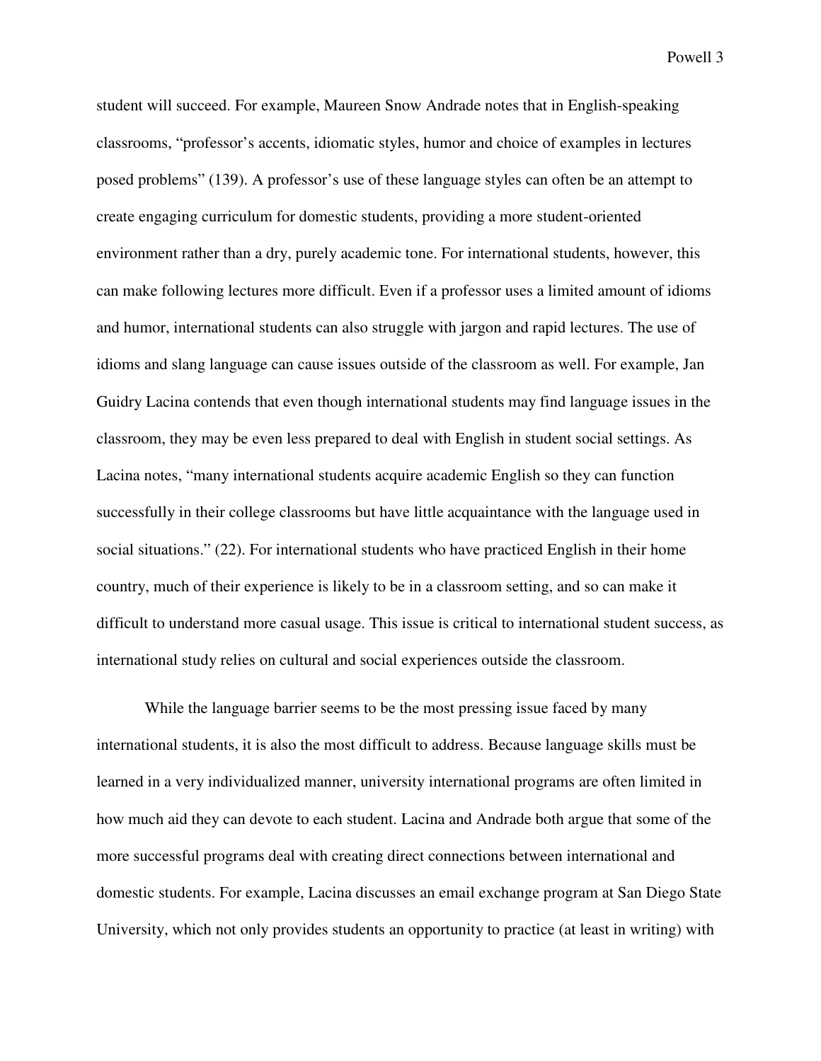student will succeed. For example, Maureen Snow Andrade notes that in English-speaking classrooms, "professor's accents, idiomatic styles, humor and choice of examples in lectures posed problems" (139). A professor's use of these language styles can often be an attempt to create engaging curriculum for domestic students, providing a more student-oriented environment rather than a dry, purely academic tone. For international students, however, this can make following lectures more difficult. Even if a professor uses a limited amount of idioms and humor, international students can also struggle with jargon and rapid lectures. The use of idioms and slang language can cause issues outside of the classroom as well. For example, Jan Guidry Lacina contends that even though international students may find language issues in the classroom, they may be even less prepared to deal with English in student social settings. As Lacina notes, "many international students acquire academic English so they can function successfully in their college classrooms but have little acquaintance with the language used in social situations." (22). For international students who have practiced English in their home country, much of their experience is likely to be in a classroom setting, and so can make it difficult to understand more casual usage. This issue is critical to international student success, as international study relies on cultural and social experiences outside the classroom.

While the language barrier seems to be the most pressing issue faced by many international students, it is also the most difficult to address. Because language skills must be learned in a very individualized manner, university international programs are often limited in how much aid they can devote to each student. Lacina and Andrade both argue that some of the more successful programs deal with creating direct connections between international and domestic students. For example, Lacina discusses an email exchange program at San Diego State University, which not only provides students an opportunity to practice (at least in writing) with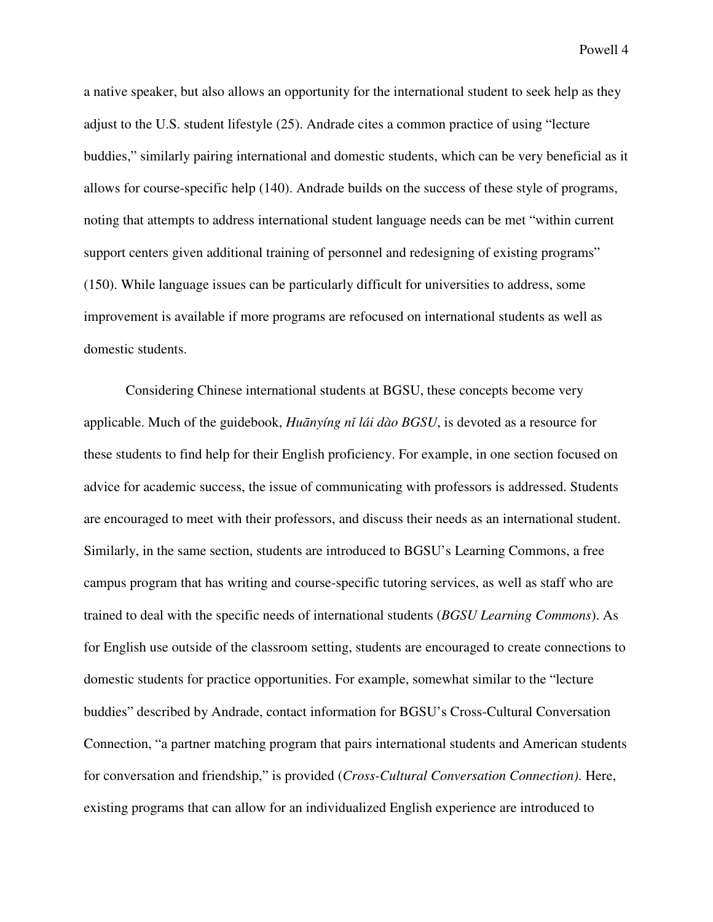a native speaker, but also allows an opportunity for the international student to seek help as they adjust to the U.S. student lifestyle (25). Andrade cites a common practice of using "lecture buddies," similarly pairing international and domestic students, which can be very beneficial as it allows for course-specific help (140). Andrade builds on the success of these style of programs, noting that attempts to address international student language needs can be met "within current support centers given additional training of personnel and redesigning of existing programs" (150). While language issues can be particularly difficult for universities to address, some improvement is available if more programs are refocused on international students as well as domestic students.

Considering Chinese international students at BGSU, these concepts become very applicable. Much of the guidebook, *Huānyíng nǐ lái dào BGSU*, is devoted as a resource for these students to find help for their English proficiency. For example, in one section focused on advice for academic success, the issue of communicating with professors is addressed. Students are encouraged to meet with their professors, and discuss their needs as an international student. Similarly, in the same section, students are introduced to BGSU's Learning Commons, a free campus program that has writing and course-specific tutoring services, as well as staff who are trained to deal with the specific needs of international students (*BGSU Learning Commons*). As for English use outside of the classroom setting, students are encouraged to create connections to domestic students for practice opportunities. For example, somewhat similar to the "lecture buddies" described by Andrade, contact information for BGSU's Cross-Cultural Conversation Connection, "a partner matching program that pairs international students and American students for conversation and friendship," is provided (*Cross-Cultural Conversation Connection)*. Here, existing programs that can allow for an individualized English experience are introduced to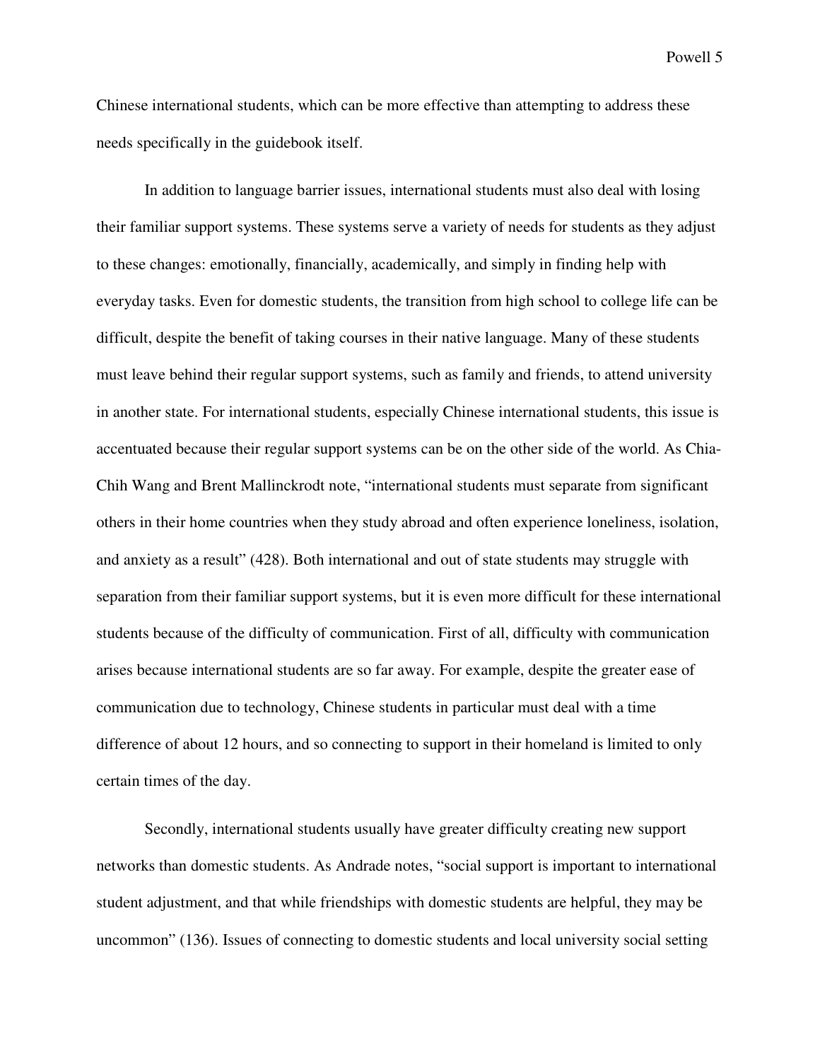Chinese international students, which can be more effective than attempting to address these needs specifically in the guidebook itself.

In addition to language barrier issues, international students must also deal with losing their familiar support systems. These systems serve a variety of needs for students as they adjust to these changes: emotionally, financially, academically, and simply in finding help with everyday tasks. Even for domestic students, the transition from high school to college life can be difficult, despite the benefit of taking courses in their native language. Many of these students must leave behind their regular support systems, such as family and friends, to attend university in another state. For international students, especially Chinese international students, this issue is accentuated because their regular support systems can be on the other side of the world. As Chia-Chih Wang and Brent Mallinckrodt note, "international students must separate from significant others in their home countries when they study abroad and often experience loneliness, isolation, and anxiety as a result" (428). Both international and out of state students may struggle with separation from their familiar support systems, but it is even more difficult for these international students because of the difficulty of communication. First of all, difficulty with communication arises because international students are so far away. For example, despite the greater ease of communication due to technology, Chinese students in particular must deal with a time difference of about 12 hours, and so connecting to support in their homeland is limited to only certain times of the day.

Secondly, international students usually have greater difficulty creating new support networks than domestic students. As Andrade notes, "social support is important to international student adjustment, and that while friendships with domestic students are helpful, they may be uncommon" (136). Issues of connecting to domestic students and local university social setting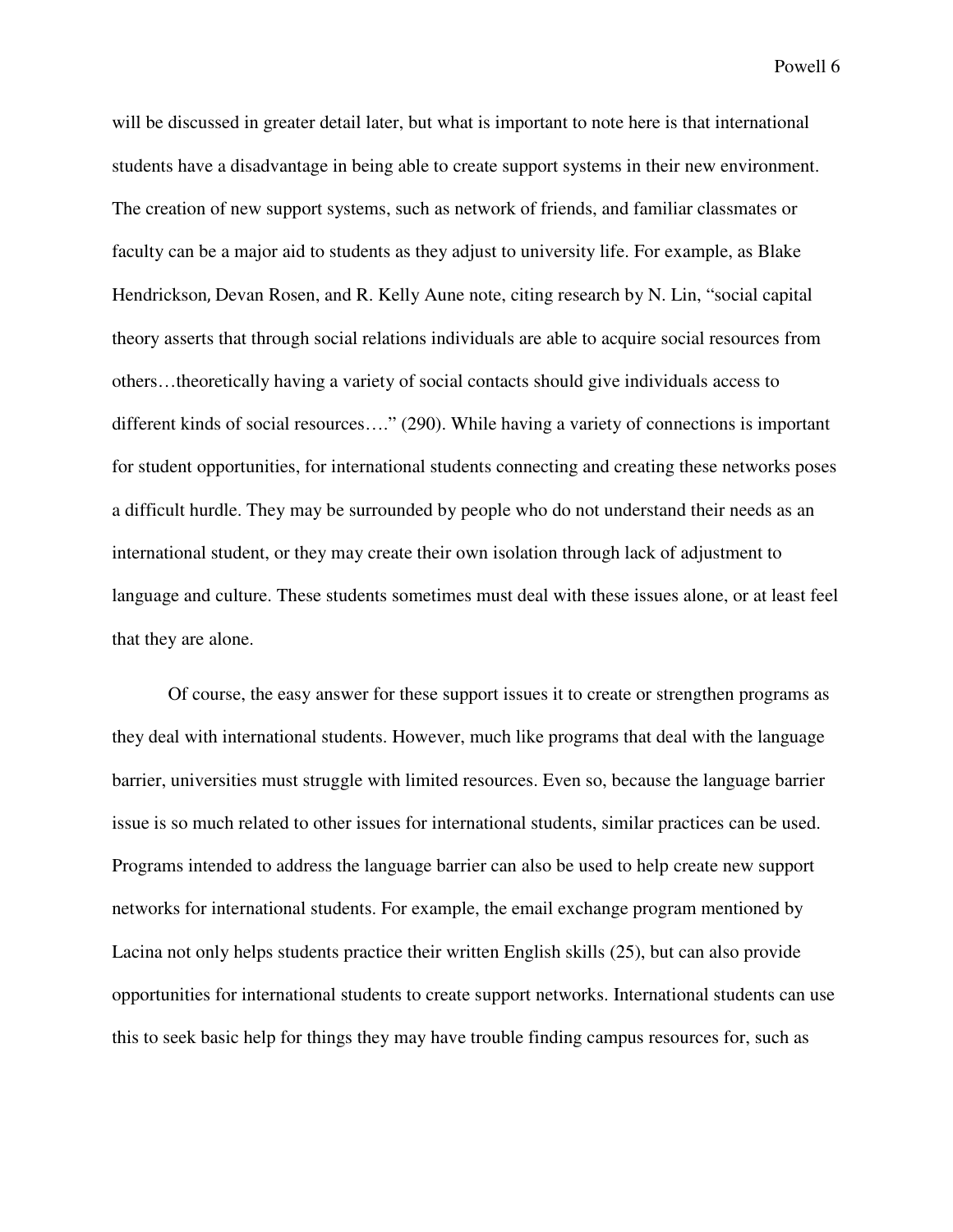will be discussed in greater detail later, but what is important to note here is that international students have a disadvantage in being able to create support systems in their new environment. The creation of new support systems, such as network of friends, and familiar classmates or faculty can be a major aid to students as they adjust to university life. For example, as Blake Hendrickson, Devan Rosen, and R. Kelly Aune note, citing research by N. Lin, "social capital theory asserts that through social relations individuals are able to acquire social resources from others…theoretically having a variety of social contacts should give individuals access to different kinds of social resources…." (290). While having a variety of connections is important for student opportunities, for international students connecting and creating these networks poses a difficult hurdle. They may be surrounded by people who do not understand their needs as an international student, or they may create their own isolation through lack of adjustment to language and culture. These students sometimes must deal with these issues alone, or at least feel that they are alone.

Of course, the easy answer for these support issues it to create or strengthen programs as they deal with international students. However, much like programs that deal with the language barrier, universities must struggle with limited resources. Even so, because the language barrier issue is so much related to other issues for international students, similar practices can be used. Programs intended to address the language barrier can also be used to help create new support networks for international students. For example, the email exchange program mentioned by Lacina not only helps students practice their written English skills (25), but can also provide opportunities for international students to create support networks. International students can use this to seek basic help for things they may have trouble finding campus resources for, such as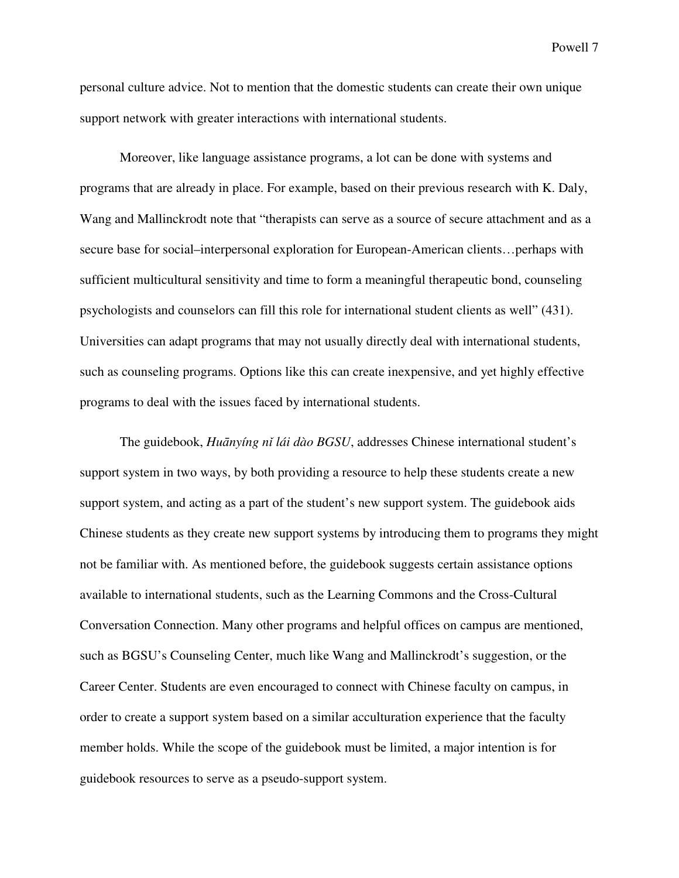personal culture advice. Not to mention that the domestic students can create their own unique support network with greater interactions with international students.

Moreover, like language assistance programs, a lot can be done with systems and programs that are already in place. For example, based on their previous research with K. Daly, Wang and Mallinckrodt note that "therapists can serve as a source of secure attachment and as a secure base for social–interpersonal exploration for European-American clients…perhaps with sufficient multicultural sensitivity and time to form a meaningful therapeutic bond, counseling psychologists and counselors can fill this role for international student clients as well" (431). Universities can adapt programs that may not usually directly deal with international students, such as counseling programs. Options like this can create inexpensive, and yet highly effective programs to deal with the issues faced by international students.

The guidebook, *Huānyíng nǐ lái dào BGSU*, addresses Chinese international student's support system in two ways, by both providing a resource to help these students create a new support system, and acting as a part of the student's new support system. The guidebook aids Chinese students as they create new support systems by introducing them to programs they might not be familiar with. As mentioned before, the guidebook suggests certain assistance options available to international students, such as the Learning Commons and the Cross-Cultural Conversation Connection. Many other programs and helpful offices on campus are mentioned, such as BGSU's Counseling Center, much like Wang and Mallinckrodt's suggestion, or the Career Center. Students are even encouraged to connect with Chinese faculty on campus, in order to create a support system based on a similar acculturation experience that the faculty member holds. While the scope of the guidebook must be limited, a major intention is for guidebook resources to serve as a pseudo-support system.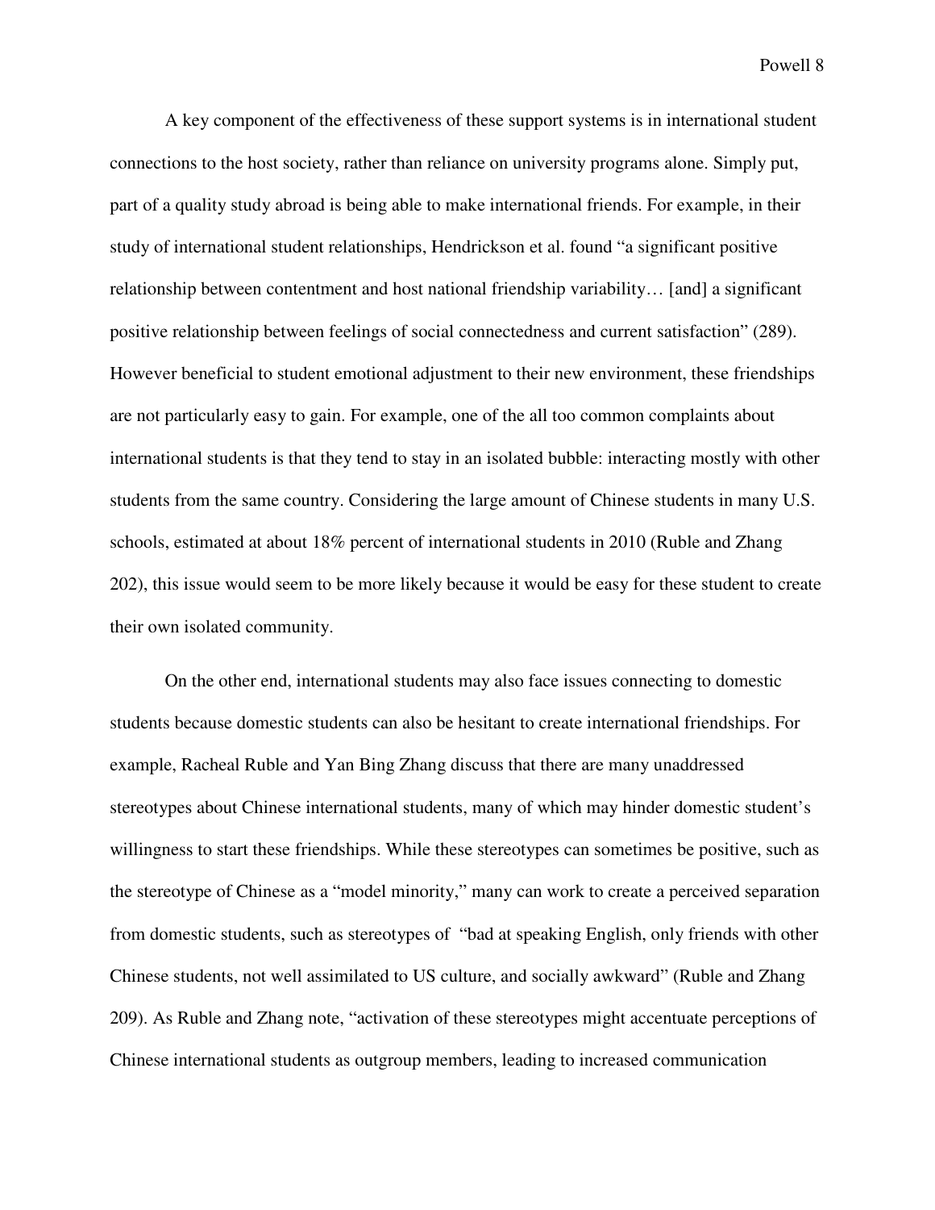A key component of the effectiveness of these support systems is in international student connections to the host society, rather than reliance on university programs alone. Simply put, part of a quality study abroad is being able to make international friends. For example, in their study of international student relationships, Hendrickson et al. found "a significant positive relationship between contentment and host national friendship variability… [and] a significant positive relationship between feelings of social connectedness and current satisfaction" (289). However beneficial to student emotional adjustment to their new environment, these friendships are not particularly easy to gain. For example, one of the all too common complaints about international students is that they tend to stay in an isolated bubble: interacting mostly with other students from the same country. Considering the large amount of Chinese students in many U.S. schools, estimated at about 18% percent of international students in 2010 (Ruble and Zhang 202), this issue would seem to be more likely because it would be easy for these student to create their own isolated community.

On the other end, international students may also face issues connecting to domestic students because domestic students can also be hesitant to create international friendships. For example, Racheal Ruble and Yan Bing Zhang discuss that there are many unaddressed stereotypes about Chinese international students, many of which may hinder domestic student's willingness to start these friendships. While these stereotypes can sometimes be positive, such as the stereotype of Chinese as a "model minority," many can work to create a perceived separation from domestic students, such as stereotypes of "bad at speaking English, only friends with other Chinese students, not well assimilated to US culture, and socially awkward" (Ruble and Zhang 209). As Ruble and Zhang note, "activation of these stereotypes might accentuate perceptions of Chinese international students as outgroup members, leading to increased communication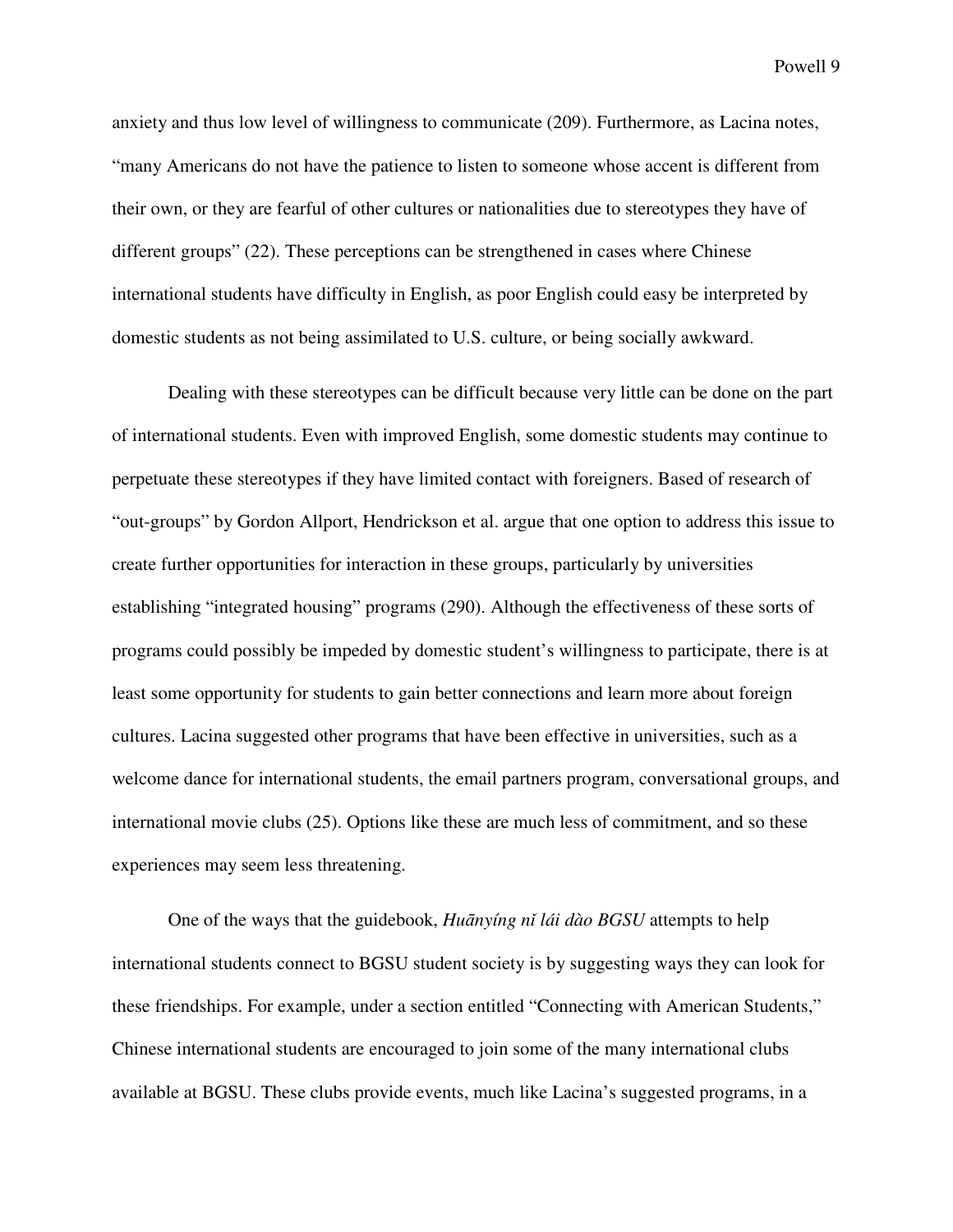anxiety and thus low level of willingness to communicate (209). Furthermore, as Lacina notes, "many Americans do not have the patience to listen to someone whose accent is different from their own, or they are fearful of other cultures or nationalities due to stereotypes they have of different groups" (22). These perceptions can be strengthened in cases where Chinese international students have difficulty in English, as poor English could easy be interpreted by domestic students as not being assimilated to U.S. culture, or being socially awkward.

Dealing with these stereotypes can be difficult because very little can be done on the part of international students. Even with improved English, some domestic students may continue to perpetuate these stereotypes if they have limited contact with foreigners. Based of research of "out-groups" by Gordon Allport, Hendrickson et al. argue that one option to address this issue to create further opportunities for interaction in these groups, particularly by universities establishing "integrated housing" programs (290). Although the effectiveness of these sorts of programs could possibly be impeded by domestic student's willingness to participate, there is at least some opportunity for students to gain better connections and learn more about foreign cultures. Lacina suggested other programs that have been effective in universities, such as a welcome dance for international students, the email partners program, conversational groups, and international movie clubs (25). Options like these are much less of commitment, and so these experiences may seem less threatening.

One of the ways that the guidebook, *Huānyíng nǐ lái dào BGSU* attempts to help international students connect to BGSU student society is by suggesting ways they can look for these friendships. For example, under a section entitled "Connecting with American Students," Chinese international students are encouraged to join some of the many international clubs available at BGSU. These clubs provide events, much like Lacina's suggested programs, in a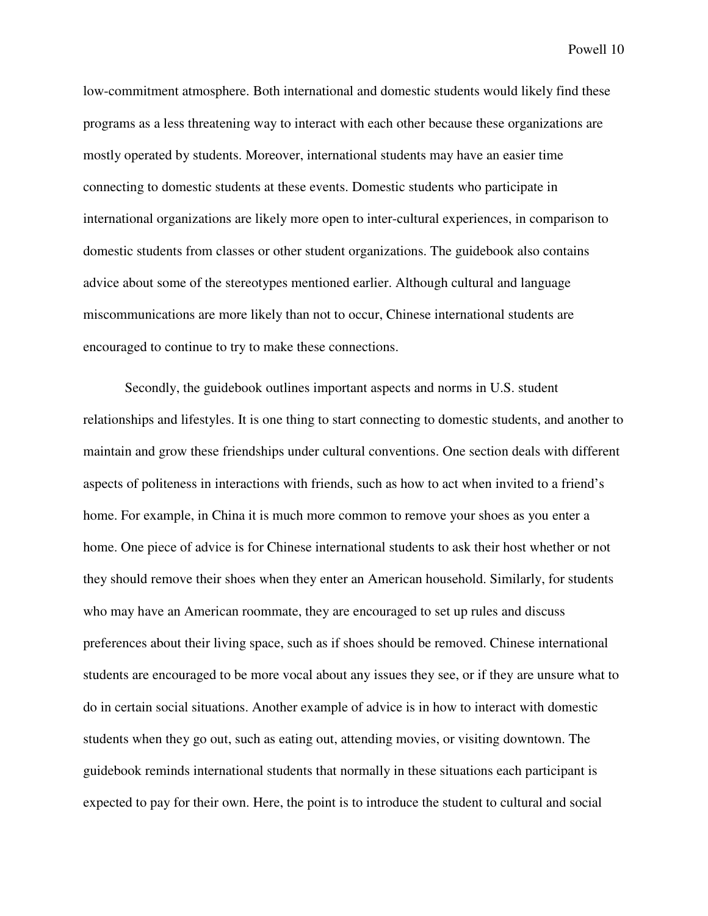low-commitment atmosphere. Both international and domestic students would likely find these programs as a less threatening way to interact with each other because these organizations are mostly operated by students. Moreover, international students may have an easier time connecting to domestic students at these events. Domestic students who participate in international organizations are likely more open to inter-cultural experiences, in comparison to domestic students from classes or other student organizations. The guidebook also contains advice about some of the stereotypes mentioned earlier. Although cultural and language miscommunications are more likely than not to occur, Chinese international students are encouraged to continue to try to make these connections.

Secondly, the guidebook outlines important aspects and norms in U.S. student relationships and lifestyles. It is one thing to start connecting to domestic students, and another to maintain and grow these friendships under cultural conventions. One section deals with different aspects of politeness in interactions with friends, such as how to act when invited to a friend's home. For example, in China it is much more common to remove your shoes as you enter a home. One piece of advice is for Chinese international students to ask their host whether or not they should remove their shoes when they enter an American household. Similarly, for students who may have an American roommate, they are encouraged to set up rules and discuss preferences about their living space, such as if shoes should be removed. Chinese international students are encouraged to be more vocal about any issues they see, or if they are unsure what to do in certain social situations. Another example of advice is in how to interact with domestic students when they go out, such as eating out, attending movies, or visiting downtown. The guidebook reminds international students that normally in these situations each participant is expected to pay for their own. Here, the point is to introduce the student to cultural and social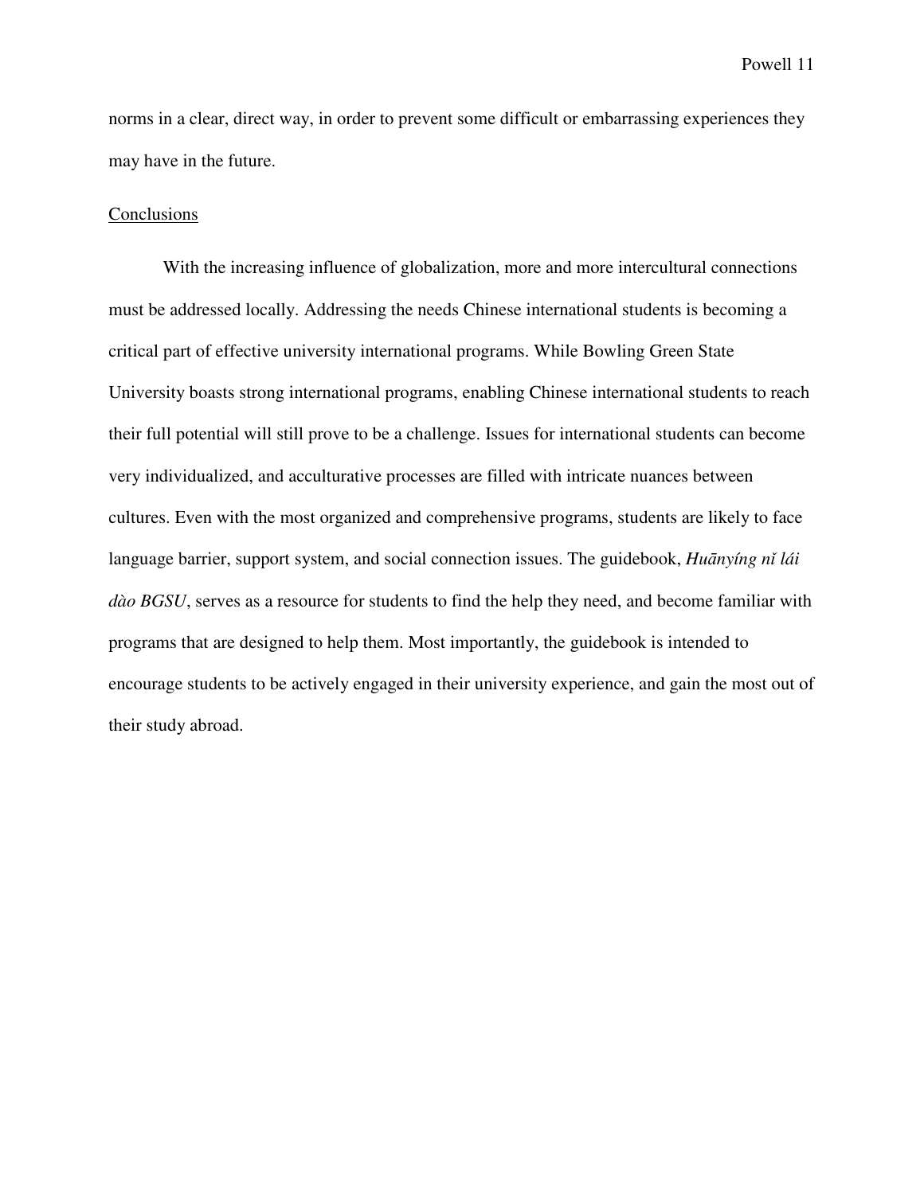norms in a clear, direct way, in order to prevent some difficult or embarrassing experiences they may have in the future.

## Conclusions

With the increasing influence of globalization, more and more intercultural connections must be addressed locally. Addressing the needs Chinese international students is becoming a critical part of effective university international programs. While Bowling Green State University boasts strong international programs, enabling Chinese international students to reach their full potential will still prove to be a challenge. Issues for international students can become very individualized, and acculturative processes are filled with intricate nuances between cultures. Even with the most organized and comprehensive programs, students are likely to face language barrier, support system, and social connection issues. The guidebook, *Huānyíng nǐ lái dào BGSU*, serves as a resource for students to find the help they need, and become familiar with programs that are designed to help them. Most importantly, the guidebook is intended to encourage students to be actively engaged in their university experience, and gain the most out of their study abroad.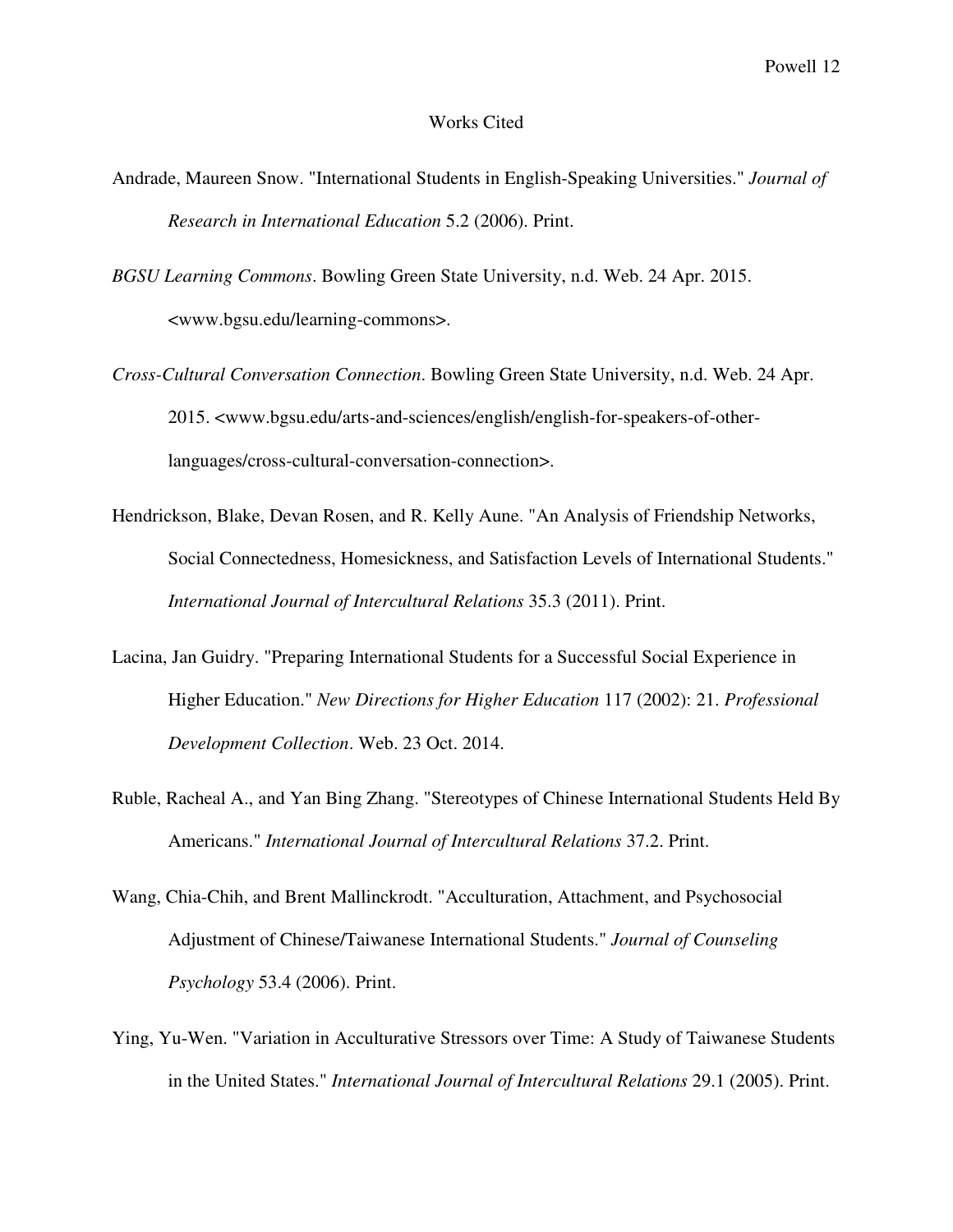# Works Cited

Andrade, Maureen Snow. "International Students in English-Speaking Universities." *Journal of Research in International Education* 5.2 (2006). Print.

*BGSU Learning Commons*. Bowling Green State University, n.d. Web. 24 Apr. 2015. <www.bgsu.edu/learning-commons>.

*Cross-Cultural Conversation Connection*. Bowling Green State University, n.d. Web. 24 Apr. 2015. <www.bgsu.edu/arts-and-sciences/english/english-for-speakers-of-other-languages/cross-cultural-conversation-connection>.

Hendrickson, Blake, Devan Rosen, and R. Kelly Aune. "An Analysis of Friendship Networks, Social Connectedness, Homesickness, and Satisfaction Levels of International Students." *International Journal of Intercultural Relations* 35.3 (2011). Print.

Lacina, Jan Guidry. "Preparing International Students for a Successful Social Experience in Higher Education." *New Directions for Higher Education* 117 (2002): 21. *Professional Development Collection*. Web. 23 Oct. 2014.

Ruble, Racheal A., and Yan Bing Zhang. "Stereotypes of Chinese International Students Held By Americans." *International Journal of Intercultural Relations* 37.2. Print.

Wang, Chia-Chih, and Brent Mallinckrodt. "Acculturation, Attachment, and Psychosocial Adjustment of Chinese/Taiwanese International Students." *Journal of Counseling Psychology* 53.4 (2006). Print.

Ying, Yu-Wen. "Variation in Acculturative Stressors over Time: A Study of Taiwanese Students in the United States." *International Journal of Intercultural Relations* 29.1 (2005). Print.